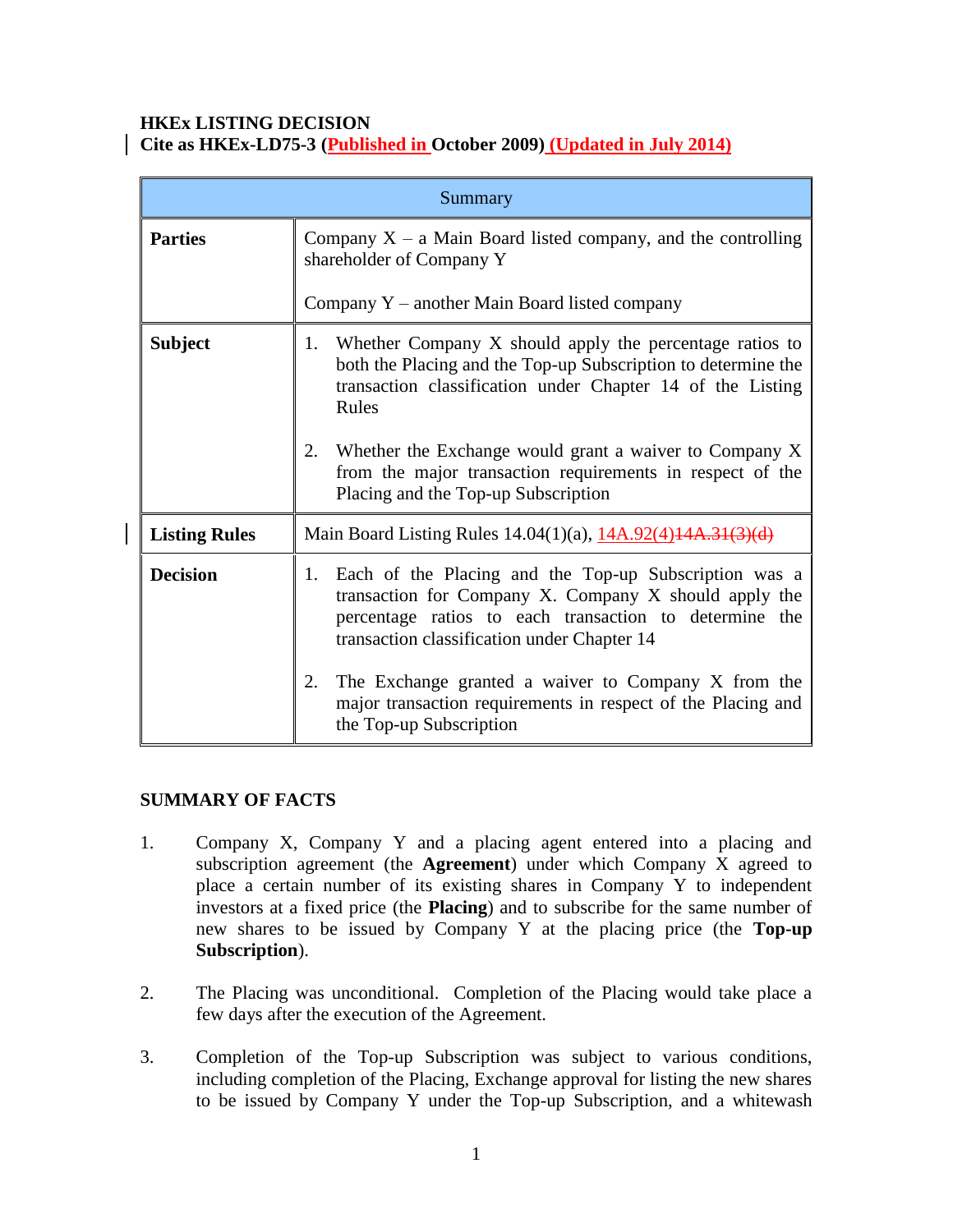**HKEx LISTING DECISION**
**Cite as HKEx-LD75-3 (Published in October 2009) (Updated in July 2014)**

| Summary | |
|---|---|
| **Parties** | Company X – a Main Board listed company, and the controlling shareholder of Company Y<br><br>Company Y – another Main Board listed company |
| **Subject** | 1. Whether Company X should apply the percentage ratios to both the Placing and the Top-up Subscription to determine the transaction classification under Chapter 14 of the Listing Rules<br><br>2. Whether the Exchange would grant a waiver to Company X from the major transaction requirements in respect of the Placing and the Top-up Subscription |
| **Listing Rules** | Main Board Listing Rules 14.04(1)(a), 14A.92(4)~~14A.31(3)(d)~~ |
| **Decision** | 1. Each of the Placing and the Top-up Subscription was a transaction for Company X. Company X should apply the percentage ratios to each transaction to determine the transaction classification under Chapter 14<br><br>2. The Exchange granted a waiver to Company X from the major transaction requirements in respect of the Placing and the Top-up Subscription |

**SUMMARY OF FACTS**

1. Company X, Company Y and a placing agent entered into a placing and subscription agreement (the **Agreement**) under which Company X agreed to place a certain number of its existing shares in Company Y to independent investors at a fixed price (the **Placing**) and to subscribe for the same number of new shares to be issued by Company Y at the placing price (the **Top-up Subscription**).

2. The Placing was unconditional. Completion of the Placing would take place a few days after the execution of the Agreement.

3. Completion of the Top-up Subscription was subject to various conditions, including completion of the Placing, Exchange approval for listing the new shares to be issued by Company Y under the Top-up Subscription, and a whitewash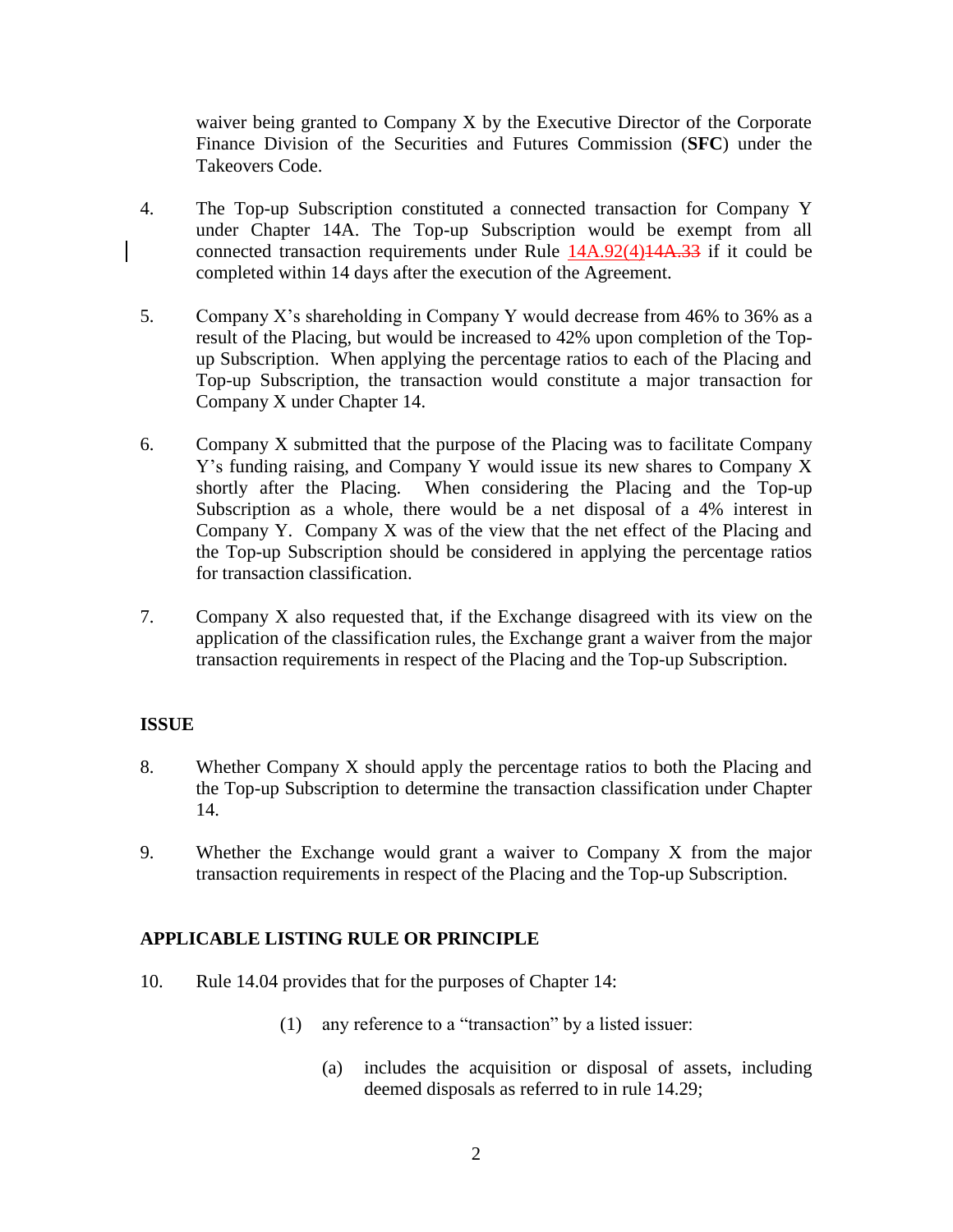waiver being granted to Company X by the Executive Director of the Corporate Finance Division of the Securities and Futures Commission (**SFC**) under the Takeovers Code.

4. The Top-up Subscription constituted a connected transaction for Company Y under Chapter 14A. The Top-up Subscription would be exempt from all connected transaction requirements under Rule 14A.92(4)~~14A.33~~ if it could be completed within 14 days after the execution of the Agreement.

5. Company X's shareholding in Company Y would decrease from 46% to 36% as a result of the Placing, but would be increased to 42% upon completion of the Top-up Subscription. When applying the percentage ratios to each of the Placing and Top-up Subscription, the transaction would constitute a major transaction for Company X under Chapter 14.

6. Company X submitted that the purpose of the Placing was to facilitate Company Y's funding raising, and Company Y would issue its new shares to Company X shortly after the Placing. When considering the Placing and the Top-up Subscription as a whole, there would be a net disposal of a 4% interest in Company Y. Company X was of the view that the net effect of the Placing and the Top-up Subscription should be considered in applying the percentage ratios for transaction classification.

7. Company X also requested that, if the Exchange disagreed with its view on the application of the classification rules, the Exchange grant a waiver from the major transaction requirements in respect of the Placing and the Top-up Subscription.

## ISSUE

8. Whether Company X should apply the percentage ratios to both the Placing and the Top-up Subscription to determine the transaction classification under Chapter 14.

9. Whether the Exchange would grant a waiver to Company X from the major transaction requirements in respect of the Placing and the Top-up Subscription.

## APPLICABLE LISTING RULE OR PRINCIPLE

10. Rule 14.04 provides that for the purposes of Chapter 14:

    (1) any reference to a "transaction" by a listed issuer:

        (a) includes the acquisition or disposal of assets, including deemed disposals as referred to in rule 14.29;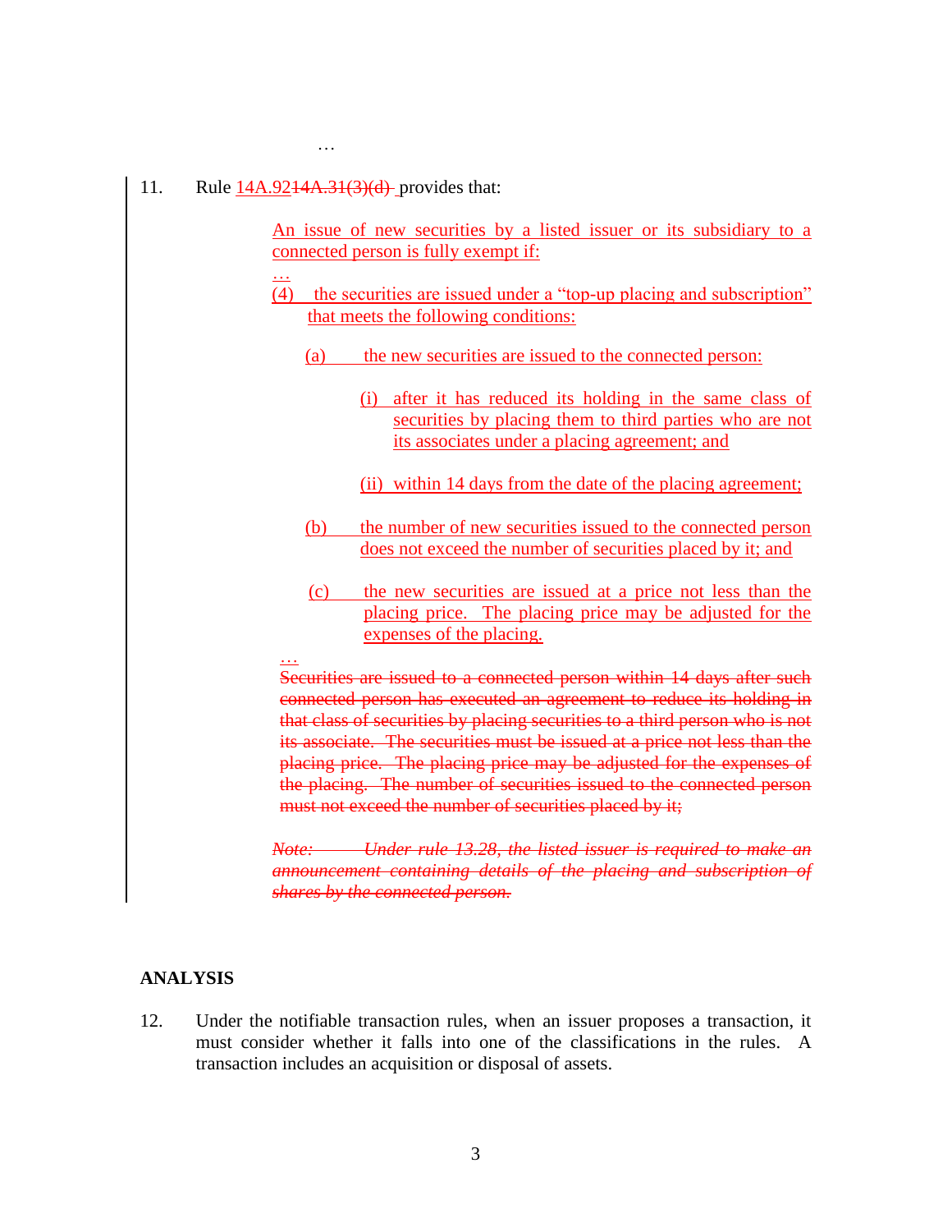…

11. Rule ~~14A.31(3)(d)~~ 14A.92 provides that:

> An issue of new securities by a listed issuer or its subsidiary to a connected person is fully exempt if:
>
> …
>
> (4) the securities are issued under a "top-up placing and subscription" that meets the following conditions:
>
> (a) the new securities are issued to the connected person:
>
> (i) after it has reduced its holding in the same class of securities by placing them to third parties who are not its associates under a placing agreement; and
>
> (ii) within 14 days from the date of the placing agreement;
>
> (b) the number of new securities issued to the connected person does not exceed the number of securities placed by it; and
>
> (c) the new securities are issued at a price not less than the placing price. The placing price may be adjusted for the expenses of the placing.
>
> …
>
> ~~Securities are issued to a connected person within 14 days after such connected person has executed an agreement to reduce its holding in that class of securities by placing securities to a third person who is not its associate. The securities must be issued at a price not less than the placing price. The placing price may be adjusted for the expenses of the placing. The number of securities issued to the connected person must not exceed the number of securities placed by it;~~
>
> ~~*Note: Under rule 13.28, the listed issuer is required to make an announcement containing details of the placing and subscription of shares by the connected person.*~~

## ANALYSIS

12. Under the notifiable transaction rules, when an issuer proposes a transaction, it must consider whether it falls into one of the classifications in the rules. A transaction includes an acquisition or disposal of assets.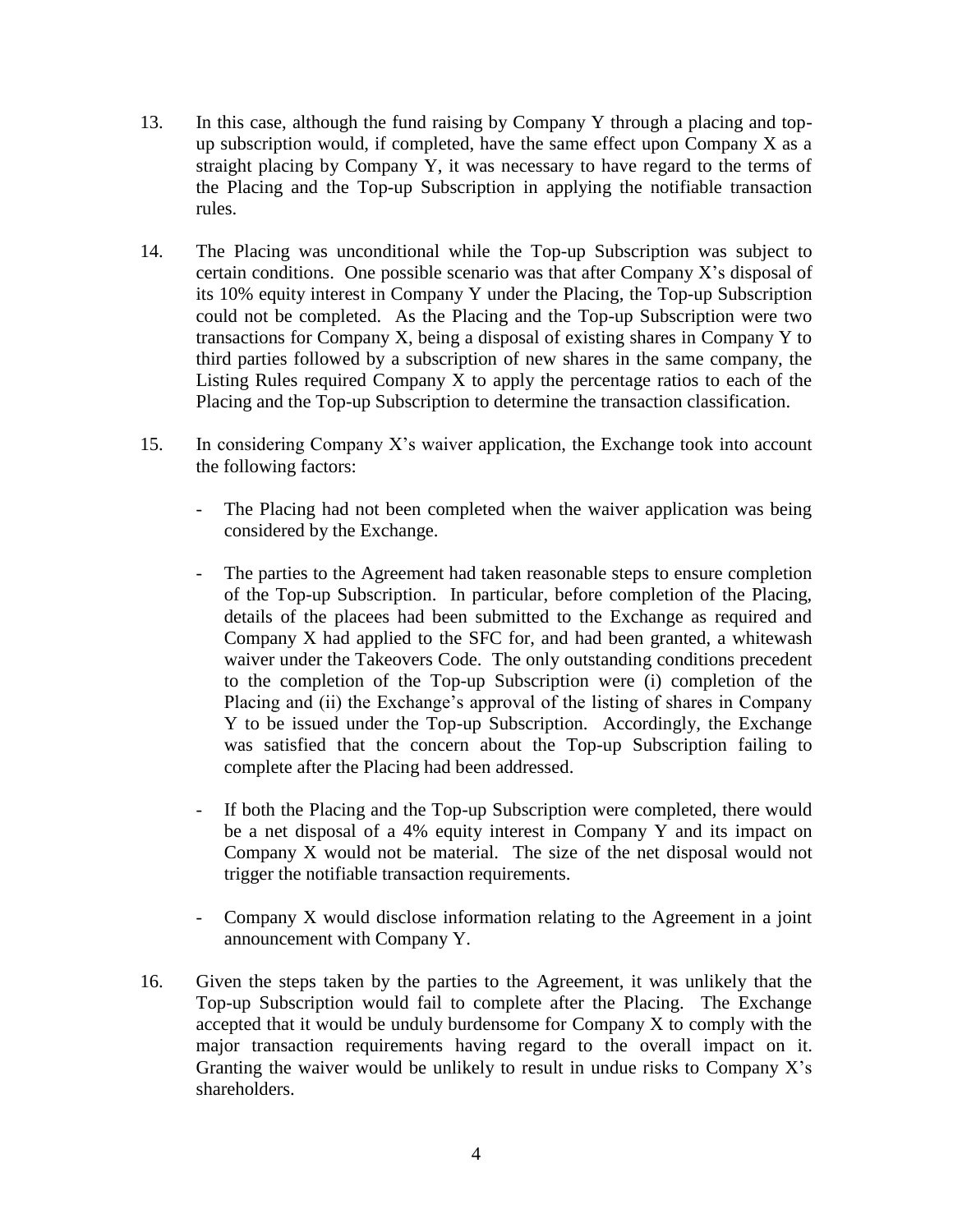13. In this case, although the fund raising by Company Y through a placing and top-up subscription would, if completed, have the same effect upon Company X as a straight placing by Company Y, it was necessary to have regard to the terms of the Placing and the Top-up Subscription in applying the notifiable transaction rules.

14. The Placing was unconditional while the Top-up Subscription was subject to certain conditions. One possible scenario was that after Company X's disposal of its 10% equity interest in Company Y under the Placing, the Top-up Subscription could not be completed. As the Placing and the Top-up Subscription were two transactions for Company X, being a disposal of existing shares in Company Y to third parties followed by a subscription of new shares in the same company, the Listing Rules required Company X to apply the percentage ratios to each of the Placing and the Top-up Subscription to determine the transaction classification.

15. In considering Company X's waiver application, the Exchange took into account the following factors:

    - The Placing had not been completed when the waiver application was being considered by the Exchange.

    - The parties to the Agreement had taken reasonable steps to ensure completion of the Top-up Subscription. In particular, before completion of the Placing, details of the placees had been submitted to the Exchange as required and Company X had applied to the SFC for, and had been granted, a whitewash waiver under the Takeovers Code. The only outstanding conditions precedent to the completion of the Top-up Subscription were (i) completion of the Placing and (ii) the Exchange's approval of the listing of shares in Company Y to be issued under the Top-up Subscription. Accordingly, the Exchange was satisfied that the concern about the Top-up Subscription failing to complete after the Placing had been addressed.

    - If both the Placing and the Top-up Subscription were completed, there would be a net disposal of a 4% equity interest in Company Y and its impact on Company X would not be material. The size of the net disposal would not trigger the notifiable transaction requirements.

    - Company X would disclose information relating to the Agreement in a joint announcement with Company Y.

16. Given the steps taken by the parties to the Agreement, it was unlikely that the Top-up Subscription would fail to complete after the Placing. The Exchange accepted that it would be unduly burdensome for Company X to comply with the major transaction requirements having regard to the overall impact on it. Granting the waiver would be unlikely to result in undue risks to Company X's shareholders.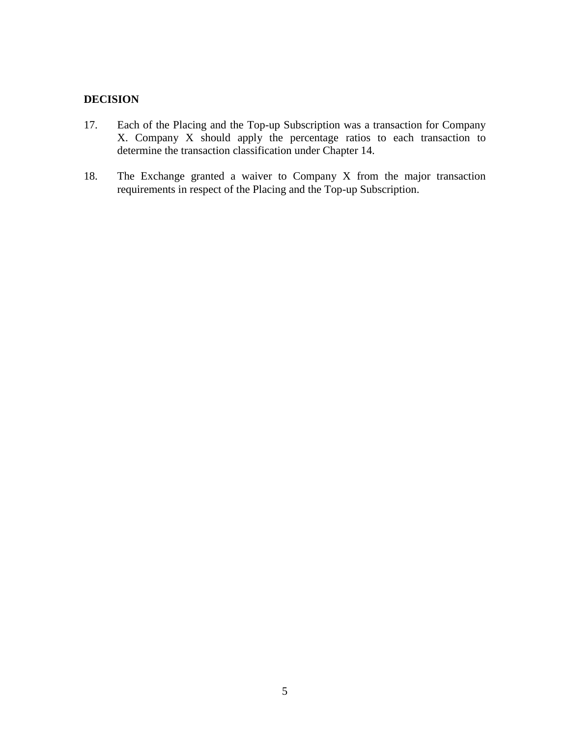## DECISION

17. Each of the Placing and the Top-up Subscription was a transaction for Company X. Company X should apply the percentage ratios to each transaction to determine the transaction classification under Chapter 14.

18. The Exchange granted a waiver to Company X from the major transaction requirements in respect of the Placing and the Top-up Subscription.